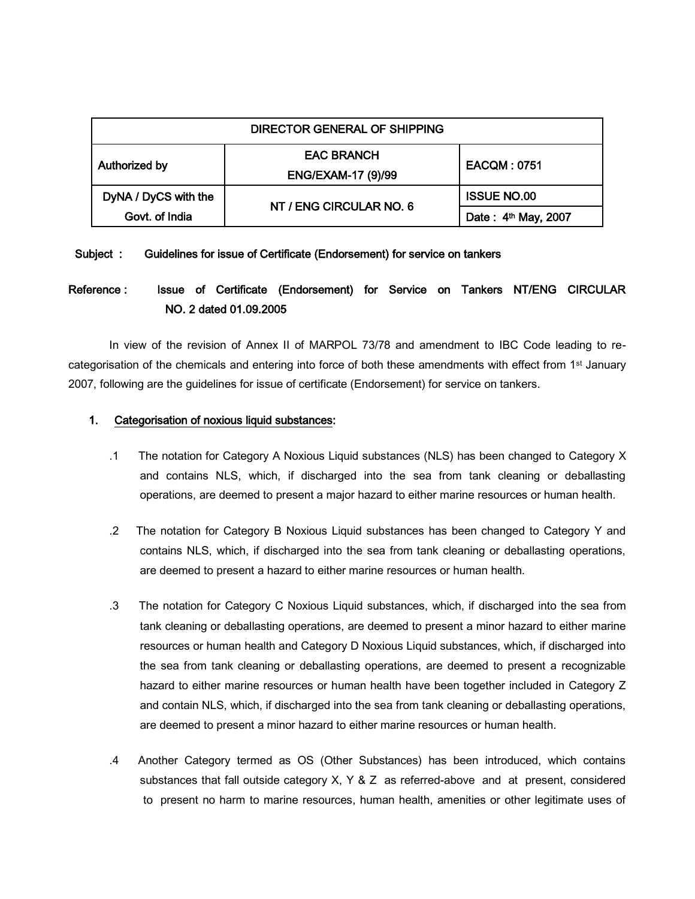| DIRECTOR GENERAL OF SHIPPING | | |
|---|---|---|
| Authorized by | EAC BRANCH<br>ENG/EXAM-17 (9)/99 | EACQM : 0751 |
| DyNA / DyCS with the Govt. of India | NT / ENG CIRCULAR NO. 6 | ISSUE NO.00 |
| | | Date : 4th May, 2007 |

**Subject :** **Guidelines for issue of Certificate (Endorsement) for service on tankers**

**Reference :** **Issue of Certificate (Endorsement) for Service on Tankers NT/ENG CIRCULAR NO. 2 dated 01.09.2005**

In view of the revision of Annex II of MARPOL 73/78 and amendment to IBC Code leading to re-categorisation of the chemicals and entering into force of both these amendments with effect from 1st January 2007, following are the guidelines for issue of certificate (Endorsement) for service on tankers.

**1. Categorisation of noxious liquid substances:**

.1 The notation for Category A Noxious Liquid substances (NLS) has been changed to Category X and contains NLS, which, if discharged into the sea from tank cleaning or deballasting operations, are deemed to present a major hazard to either marine resources or human health.

.2 The notation for Category B Noxious Liquid substances has been changed to Category Y and contains NLS, which, if discharged into the sea from tank cleaning or deballasting operations, are deemed to present a hazard to either marine resources or human health.

.3 The notation for Category C Noxious Liquid substances, which, if discharged into the sea from tank cleaning or deballasting operations, are deemed to present a minor hazard to either marine resources or human health and Category D Noxious Liquid substances, which, if discharged into the sea from tank cleaning or deballasting operations, are deemed to present a recognizable hazard to either marine resources or human health have been together included in Category Z and contain NLS, which, if discharged into the sea from tank cleaning or deballasting operations, are deemed to present a minor hazard to either marine resources or human health.

.4 Another Category termed as OS (Other Substances) has been introduced, which contains substances that fall outside category X, Y & Z as referred-above and at present, considered to present no harm to marine resources, human health, amenities or other legitimate uses of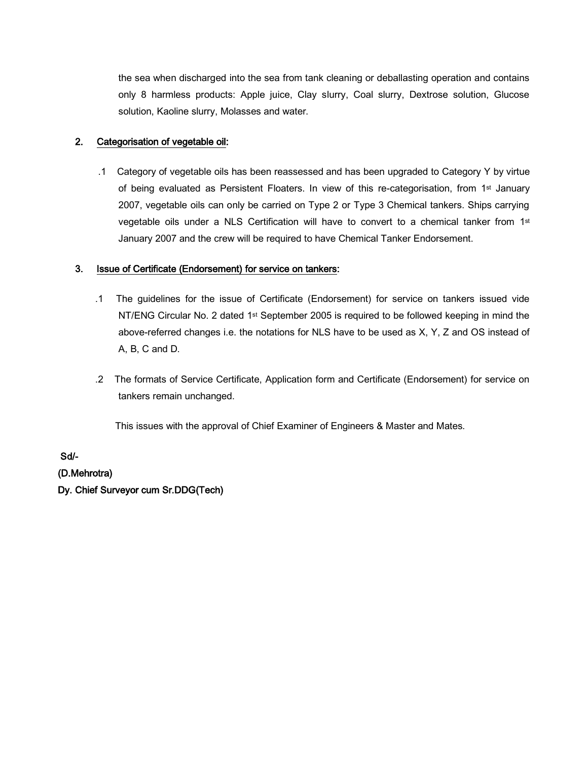the sea when discharged into the sea from tank cleaning or deballasting operation and contains only 8 harmless products: Apple juice, Clay slurry, Coal slurry, Dextrose solution, Glucose solution, Kaoline slurry, Molasses and water.

**2. Categorisation of vegetable oil:**

.1 Category of vegetable oils has been reassessed and has been upgraded to Category Y by virtue of being evaluated as Persistent Floaters. In view of this re-categorisation, from 1st January 2007, vegetable oils can only be carried on Type 2 or Type 3 Chemical tankers. Ships carrying vegetable oils under a NLS Certification will have to convert to a chemical tanker from 1st January 2007 and the crew will be required to have Chemical Tanker Endorsement.

**3. Issue of Certificate (Endorsement) for service on tankers:**

.1 The guidelines for the issue of Certificate (Endorsement) for service on tankers issued vide NT/ENG Circular No. 2 dated 1st September 2005 is required to be followed keeping in mind the above-referred changes i.e. the notations for NLS have to be used as X, Y, Z and OS instead of A, B, C and D.

.2 The formats of Service Certificate, Application form and Certificate (Endorsement) for service on tankers remain unchanged.

This issues with the approval of Chief Examiner of Engineers & Master and Mates.

Sd/-
(D.Mehrotra)
Dy. Chief Surveyor cum Sr.DDG(Tech)